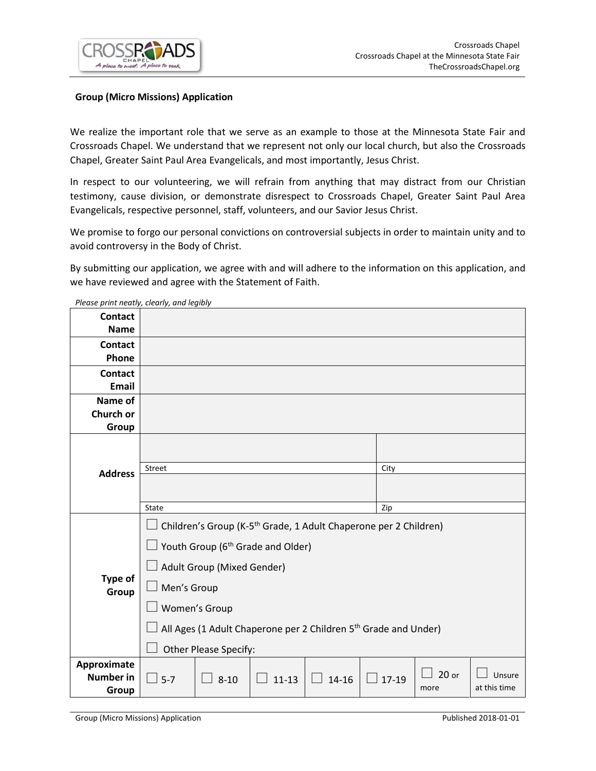Crossroads Chapel
Crossroads Chapel at the Minnesota State Fair
TheCrossroadsChapel.org

## Group (Micro Missions) Application

We realize the important role that we serve as an example to those at the Minnesota State Fair and Crossroads Chapel. We understand that we represent not only our local church, but also the Crossroads Chapel, Greater Saint Paul Area Evangelicals, and most importantly, Jesus Christ.

In respect to our volunteering, we will refrain from anything that may distract from our Christian testimony, cause division, or demonstrate disrespect to Crossroads Chapel, Greater Saint Paul Area Evangelicals, respective personnel, staff, volunteers, and our Savior Jesus Christ.

We promise to forgo our personal convictions on controversial subjects in order to maintain unity and to avoid controversy in the Body of Christ.

By submitting our application, we agree with and will adhere to the information on this application, and we have reviewed and agree with the Statement of Faith.

*Please print neatly, clearly, and legibly*

| | | | | | | | |
|---|---|---|---|---|---|---|---|
| **Contact Name** | | | | | | | |
| **Contact Phone** | | | | | | | |
| **Contact Email** | | | | | | | |
| **Name of Church or Group** | | | | | | | |
| **Address** | Street | | | | City | | |
| | State | | | | Zip | | |
| **Type of Group** | ☐ Children's Group (K-5th Grade, 1 Adult Chaperone per 2 Children)<br>☐ Youth Group (6th Grade and Older)<br>☐ Adult Group (Mixed Gender)<br>☐ Men's Group<br>☐ Women's Group<br>☐ All Ages (1 Adult Chaperone per 2 Children 5th Grade and Under)<br>☐ Other Please Specify: | | | | | | |
| **Approximate Number in Group** | ☐ 5-7 | ☐ 8-10 | ☐ 11-13 | ☐ 14-16 | ☐ 17-19 | ☐ 20 or more | ☐ Unsure at this time |

Group (Micro Missions) Application — Published 2018-01-01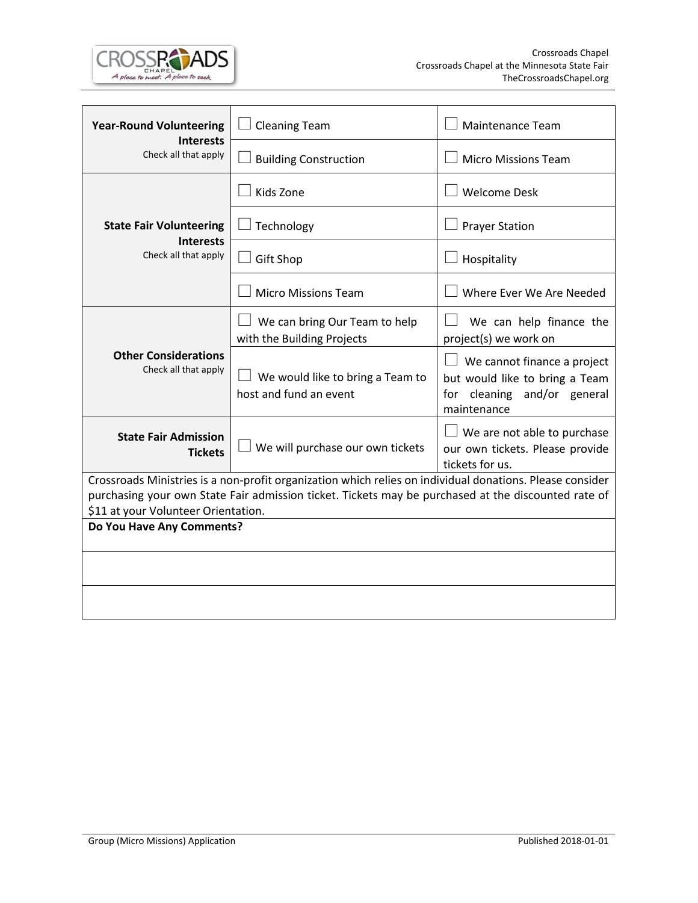| | | |
|---|---|---|
| **Year-Round Volunteering Interests** Check all that apply | ☐ Cleaning Team | ☐ Maintenance Team |
| | ☐ Building Construction | ☐ Micro Missions Team |
| **State Fair Volunteering Interests** Check all that apply | ☐ Kids Zone | ☐ Welcome Desk |
| | ☐ Technology | ☐ Prayer Station |
| | ☐ Gift Shop | ☐ Hospitality |
| | ☐ Micro Missions Team | ☐ Where Ever We Are Needed |
| **Other Considerations** Check all that apply | ☐ We can bring Our Team to help with the Building Projects | ☐ We can help finance the project(s) we work on |
| | ☐ We would like to bring a Team to host and fund an event | ☐ We cannot finance a project but would like to bring a Team for cleaning and/or general maintenance |
| **State Fair Admission Tickets** | ☐ We will purchase our own tickets | ☐ We are not able to purchase our own tickets. Please provide tickets for us. |

Crossroads Ministries is a non-profit organization which relies on individual donations. Please consider purchasing your own State Fair admission ticket. Tickets may be purchased at the discounted rate of $11 at your Volunteer Orientation.

**Do You Have Any Comments?**

| |
|---|
| |
| |
| |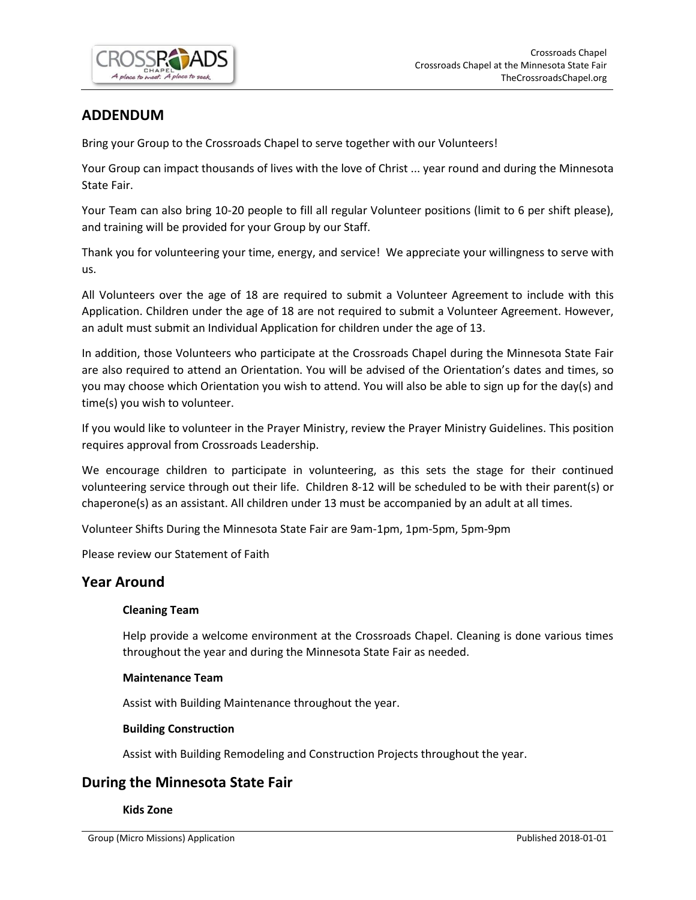## ADDENDUM

Bring your Group to the Crossroads Chapel to serve together with our Volunteers!

Your Group can impact thousands of lives with the love of Christ ... year round and during the Minnesota State Fair.

Your Team can also bring 10-20 people to fill all regular Volunteer positions (limit to 6 per shift please), and training will be provided for your Group by our Staff.

Thank you for volunteering your time, energy, and service! We appreciate your willingness to serve with us.

All Volunteers over the age of 18 are required to submit a Volunteer Agreement to include with this Application. Children under the age of 18 are not required to submit a Volunteer Agreement. However, an adult must submit an Individual Application for children under the age of 13.

In addition, those Volunteers who participate at the Crossroads Chapel during the Minnesota State Fair are also required to attend an Orientation. You will be advised of the Orientation's dates and times, so you may choose which Orientation you wish to attend. You will also be able to sign up for the day(s) and time(s) you wish to volunteer.

If you would like to volunteer in the Prayer Ministry, review the Prayer Ministry Guidelines. This position requires approval from Crossroads Leadership.

We encourage children to participate in volunteering, as this sets the stage for their continued volunteering service through out their life. Children 8-12 will be scheduled to be with their parent(s) or chaperone(s) as an assistant. All children under 13 must be accompanied by an adult at all times.

Volunteer Shifts During the Minnesota State Fair are 9am-1pm, 1pm-5pm, 5pm-9pm

Please review our Statement of Faith

## Year Around

**Cleaning Team**

Help provide a welcome environment at the Crossroads Chapel. Cleaning is done various times throughout the year and during the Minnesota State Fair as needed.

**Maintenance Team**

Assist with Building Maintenance throughout the year.

**Building Construction**

Assist with Building Remodeling and Construction Projects throughout the year.

## During the Minnesota State Fair

**Kids Zone**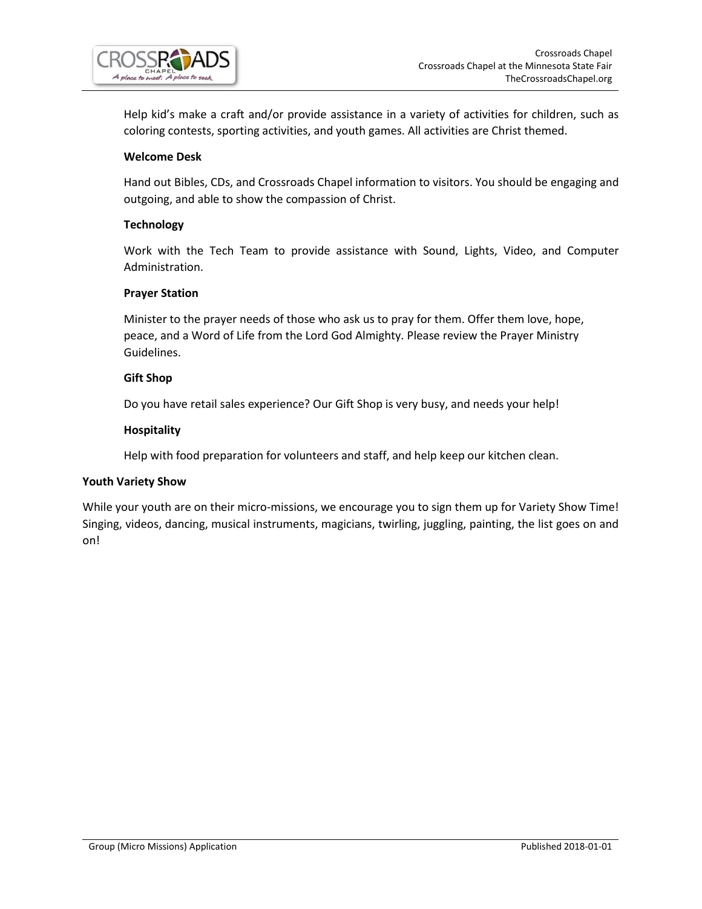Help kid's make a craft and/or provide assistance in a variety of activities for children, such as coloring contests, sporting activities, and youth games. All activities are Christ themed.

**Welcome Desk**

Hand out Bibles, CDs, and Crossroads Chapel information to visitors. You should be engaging and outgoing, and able to show the compassion of Christ.

**Technology**

Work with the Tech Team to provide assistance with Sound, Lights, Video, and Computer Administration.

**Prayer Station**

Minister to the prayer needs of those who ask us to pray for them. Offer them love, hope, peace, and a Word of Life from the Lord God Almighty. Please review the Prayer Ministry Guidelines.

**Gift Shop**

Do you have retail sales experience? Our Gift Shop is very busy, and needs your help!

**Hospitality**

Help with food preparation for volunteers and staff, and help keep our kitchen clean.

**Youth Variety Show**

While your youth are on their micro-missions, we encourage you to sign them up for Variety Show Time! Singing, videos, dancing, musical instruments, magicians, twirling, juggling, painting, the list goes on and on!